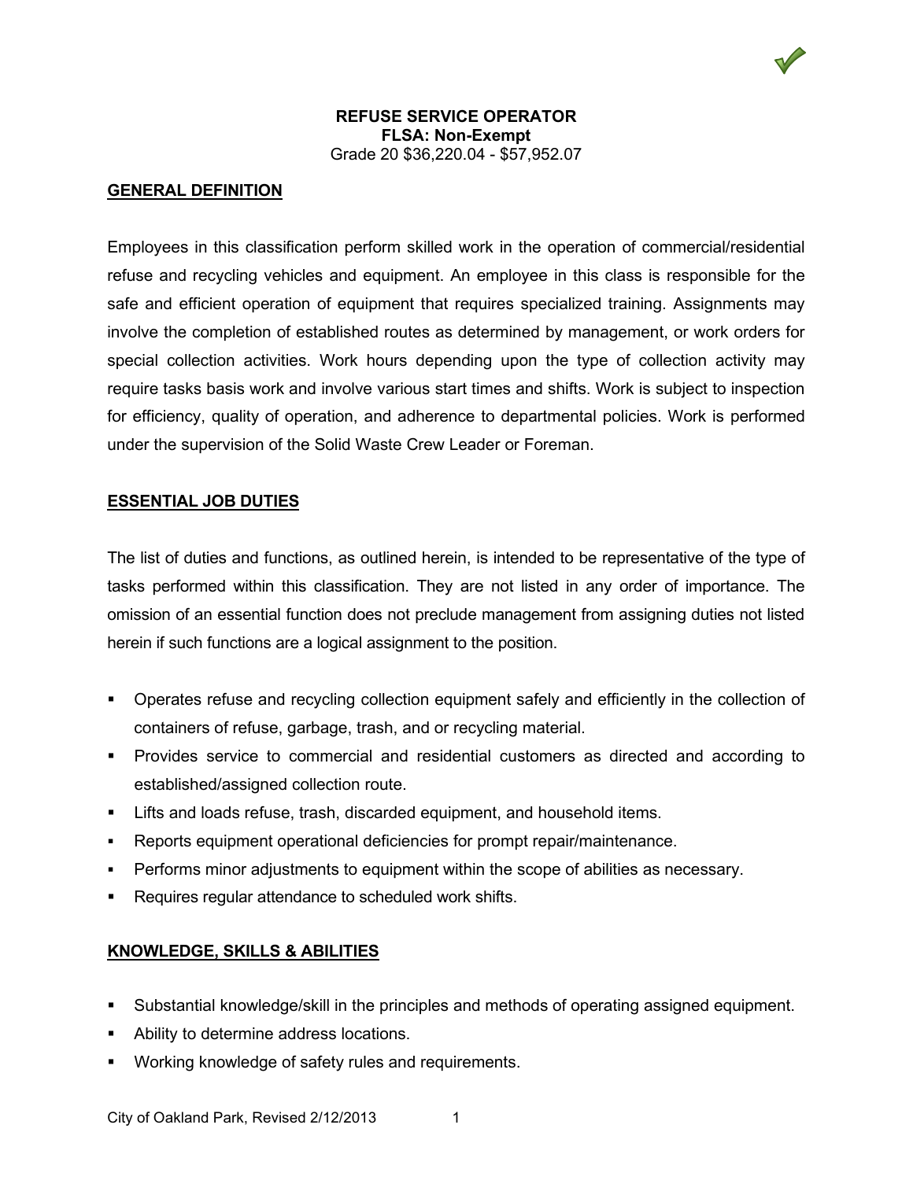# REFUSE SERVICE OPERATOR

**FLSA: Non-Exempt**

Grade 20 $36,220.04 - $57,952.07

## GENERAL DEFINITION

Employees in this classification perform skilled work in the operation of commercial/residential refuse and recycling vehicles and equipment. An employee in this class is responsible for the safe and efficient operation of equipment that requires specialized training. Assignments may involve the completion of established routes as determined by management, or work orders for special collection activities. Work hours depending upon the type of collection activity may require tasks basis work and involve various start times and shifts. Work is subject to inspection for efficiency, quality of operation, and adherence to departmental policies. Work is performed under the supervision of the Solid Waste Crew Leader or Foreman.

## ESSENTIAL JOB DUTIES

The list of duties and functions, as outlined herein, is intended to be representative of the type of tasks performed within this classification. They are not listed in any order of importance. The omission of an essential function does not preclude management from assigning duties not listed herein if such functions are a logical assignment to the position.

- Operates refuse and recycling collection equipment safely and efficiently in the collection of containers of refuse, garbage, trash, and or recycling material.
- Provides service to commercial and residential customers as directed and according to established/assigned collection route.
- Lifts and loads refuse, trash, discarded equipment, and household items.
- Reports equipment operational deficiencies for prompt repair/maintenance.
- Performs minor adjustments to equipment within the scope of abilities as necessary.
- Requires regular attendance to scheduled work shifts.

## KNOWLEDGE, SKILLS & ABILITIES

- Substantial knowledge/skill in the principles and methods of operating assigned equipment.
- Ability to determine address locations.
- Working knowledge of safety rules and requirements.

City of Oakland Park, Revised 2/12/2013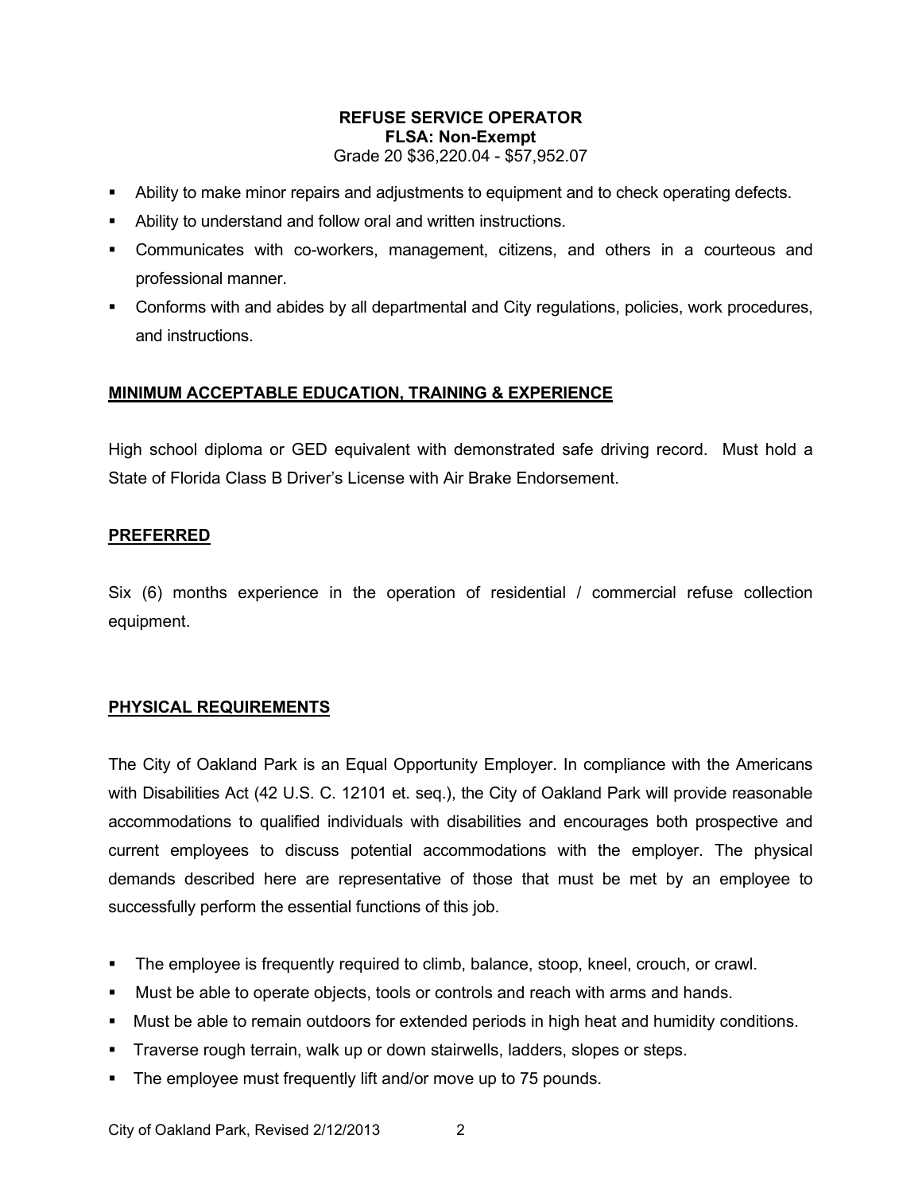**REFUSE SERVICE OPERATOR**
**FLSA: Non-Exempt**
Grade 20 $36,220.04 - $57,952.07

- Ability to make minor repairs and adjustments to equipment and to check operating defects.
- Ability to understand and follow oral and written instructions.
- Communicates with co-workers, management, citizens, and others in a courteous and professional manner.
- Conforms with and abides by all departmental and City regulations, policies, work procedures, and instructions.

## MINIMUM ACCEPTABLE EDUCATION, TRAINING & EXPERIENCE

High school diploma or GED equivalent with demonstrated safe driving record. Must hold a State of Florida Class B Driver's License with Air Brake Endorsement.

## PREFERRED

Six (6) months experience in the operation of residential / commercial refuse collection equipment.

## PHYSICAL REQUIREMENTS

The City of Oakland Park is an Equal Opportunity Employer. In compliance with the Americans with Disabilities Act (42 U.S. C. 12101 et. seq.), the City of Oakland Park will provide reasonable accommodations to qualified individuals with disabilities and encourages both prospective and current employees to discuss potential accommodations with the employer. The physical demands described here are representative of those that must be met by an employee to successfully perform the essential functions of this job.

- The employee is frequently required to climb, balance, stoop, kneel, crouch, or crawl.
- Must be able to operate objects, tools or controls and reach with arms and hands.
- Must be able to remain outdoors for extended periods in high heat and humidity conditions.
- Traverse rough terrain, walk up or down stairwells, ladders, slopes or steps.
- The employee must frequently lift and/or move up to 75 pounds.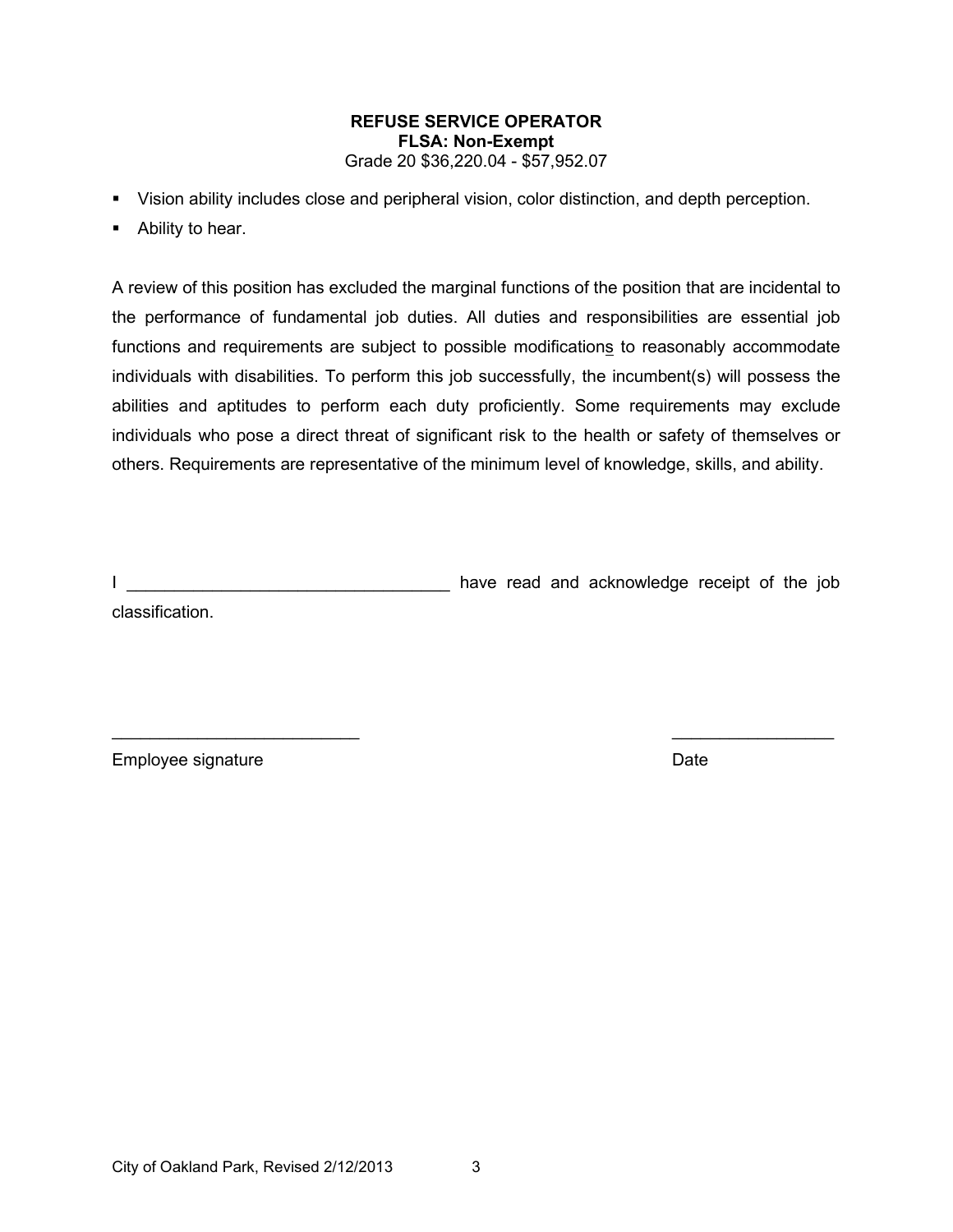**REFUSE SERVICE OPERATOR**
**FLSA: Non-Exempt**
Grade 20 $36,220.04 - $57,952.07

- Vision ability includes close and peripheral vision, color distinction, and depth perception.
- Ability to hear.

A review of this position has excluded the marginal functions of the position that are incidental to the performance of fundamental job duties. All duties and responsibilities are essential job functions and requirements are subject to possible modifications to reasonably accommodate individuals with disabilities. To perform this job successfully, the incumbent(s) will possess the abilities and aptitudes to perform each duty proficiently. Some requirements may exclude individuals who pose a direct threat of significant risk to the health or safety of themselves or others. Requirements are representative of the minimum level of knowledge, skills, and ability.

I __________________________________ have read and acknowledge receipt of the job classification.

__________________________ &nbsp;&nbsp;&nbsp;&nbsp;&nbsp;&nbsp;&nbsp;&nbsp;&nbsp;&nbsp;&nbsp;&nbsp; _________________

Employee signature &nbsp;&nbsp;&nbsp;&nbsp;&nbsp;&nbsp;&nbsp;&nbsp;&nbsp;&nbsp;&nbsp;&nbsp; Date

City of Oakland Park, Revised 2/12/2013